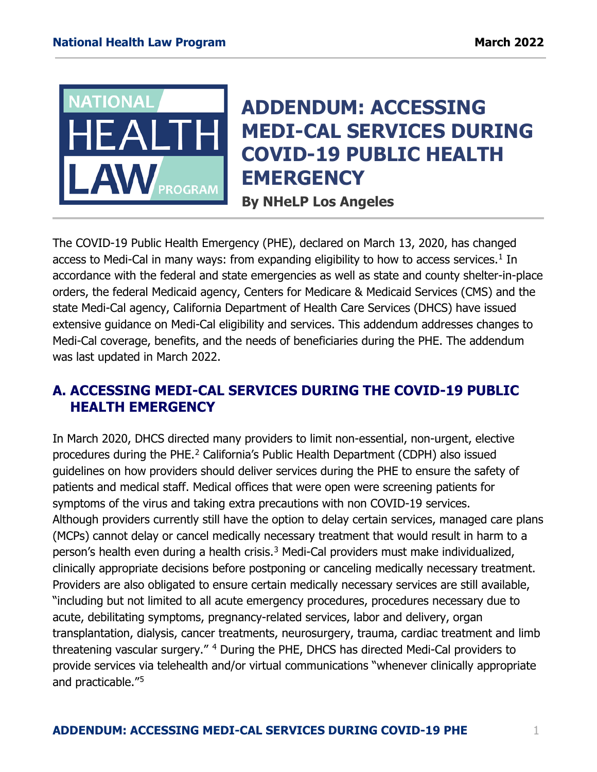# ADDENDUM: ACCESSING MEDI-CAL SERVICES DURING COVID-19 PUBLIC HEALTH EMERGENCY

**By NHeLP Los Angeles**

The COVID-19 Public Health Emergency (PHE), declared on March 13, 2020, has changed access to Medi-Cal in many ways: from expanding eligibility to how to access services.[1] In accordance with the federal and state emergencies as well as state and county shelter-in-place orders, the federal Medicaid agency, Centers for Medicare & Medicaid Services (CMS) and the state Medi-Cal agency, California Department of Health Care Services (DHCS) have issued extensive guidance on Medi-Cal eligibility and services. This addendum addresses changes to Medi-Cal coverage, benefits, and the needs of beneficiaries during the PHE. The addendum was last updated in March 2022.

## A. ACCESSING MEDI-CAL SERVICES DURING THE COVID-19 PUBLIC HEALTH EMERGENCY

In March 2020, DHCS directed many providers to limit non-essential, non-urgent, elective procedures during the PHE.[2] California's Public Health Department (CDPH) also issued guidelines on how providers should deliver services during the PHE to ensure the safety of patients and medical staff. Medical offices that were open were screening patients for symptoms of the virus and taking extra precautions with non COVID-19 services. Although providers currently still have the option to delay certain services, managed care plans (MCPs) cannot delay or cancel medically necessary treatment that would result in harm to a person's health even during a health crisis.[3] Medi-Cal providers must make individualized, clinically appropriate decisions before postponing or canceling medically necessary treatment. Providers are also obligated to ensure certain medically necessary services are still available, "including but not limited to all acute emergency procedures, procedures necessary due to acute, debilitating symptoms, pregnancy-related services, labor and delivery, organ transplantation, dialysis, cancer treatments, neurosurgery, trauma, cardiac treatment and limb threatening vascular surgery." [4] During the PHE, DHCS has directed Medi-Cal providers to provide services via telehealth and/or virtual communications "whenever clinically appropriate and practicable."[5]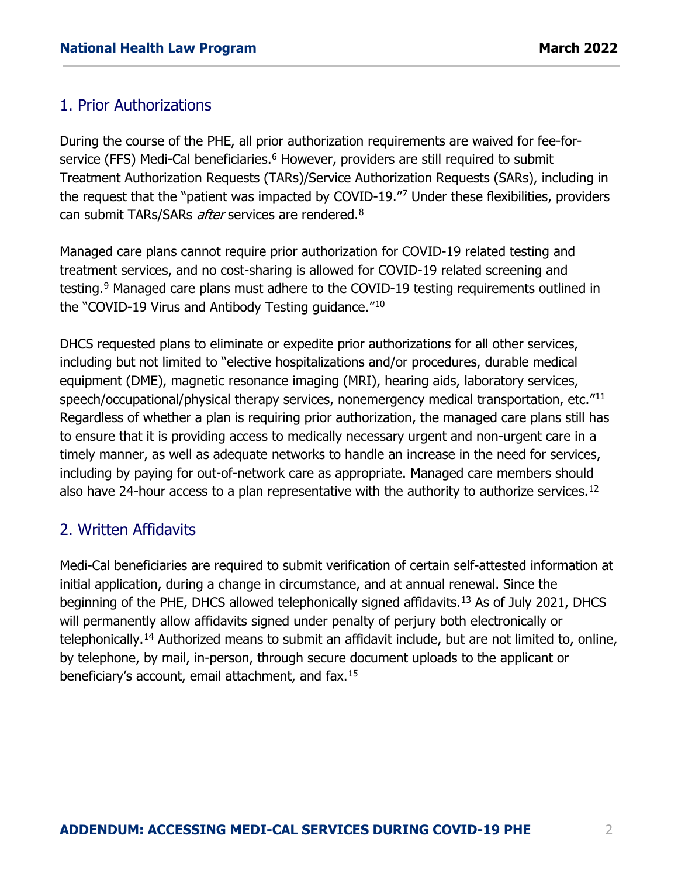## 1. Prior Authorizations

During the course of the PHE, all prior authorization requirements are waived for fee-for-service (FFS) Medi-Cal beneficiaries.[6] However, providers are still required to submit Treatment Authorization Requests (TARs)/Service Authorization Requests (SARs), including in the request that the "patient was impacted by COVID-19."[7] Under these flexibilities, providers can submit TARs/SARs *after* services are rendered.[8]

Managed care plans cannot require prior authorization for COVID-19 related testing and treatment services, and no cost-sharing is allowed for COVID-19 related screening and testing.[9] Managed care plans must adhere to the COVID-19 testing requirements outlined in the "COVID-19 Virus and Antibody Testing guidance."[10]

DHCS requested plans to eliminate or expedite prior authorizations for all other services, including but not limited to "elective hospitalizations and/or procedures, durable medical equipment (DME), magnetic resonance imaging (MRI), hearing aids, laboratory services, speech/occupational/physical therapy services, nonemergency medical transportation, etc."[11] Regardless of whether a plan is requiring prior authorization, the managed care plans still has to ensure that it is providing access to medically necessary urgent and non-urgent care in a timely manner, as well as adequate networks to handle an increase in the need for services, including by paying for out-of-network care as appropriate. Managed care members should also have 24-hour access to a plan representative with the authority to authorize services.[12]

## 2. Written Affidavits

Medi-Cal beneficiaries are required to submit verification of certain self-attested information at initial application, during a change in circumstance, and at annual renewal. Since the beginning of the PHE, DHCS allowed telephonically signed affidavits.[13] As of July 2021, DHCS will permanently allow affidavits signed under penalty of perjury both electronically or telephonically.[14] Authorized means to submit an affidavit include, but are not limited to, online, by telephone, by mail, in-person, through secure document uploads to the applicant or beneficiary's account, email attachment, and fax.[15]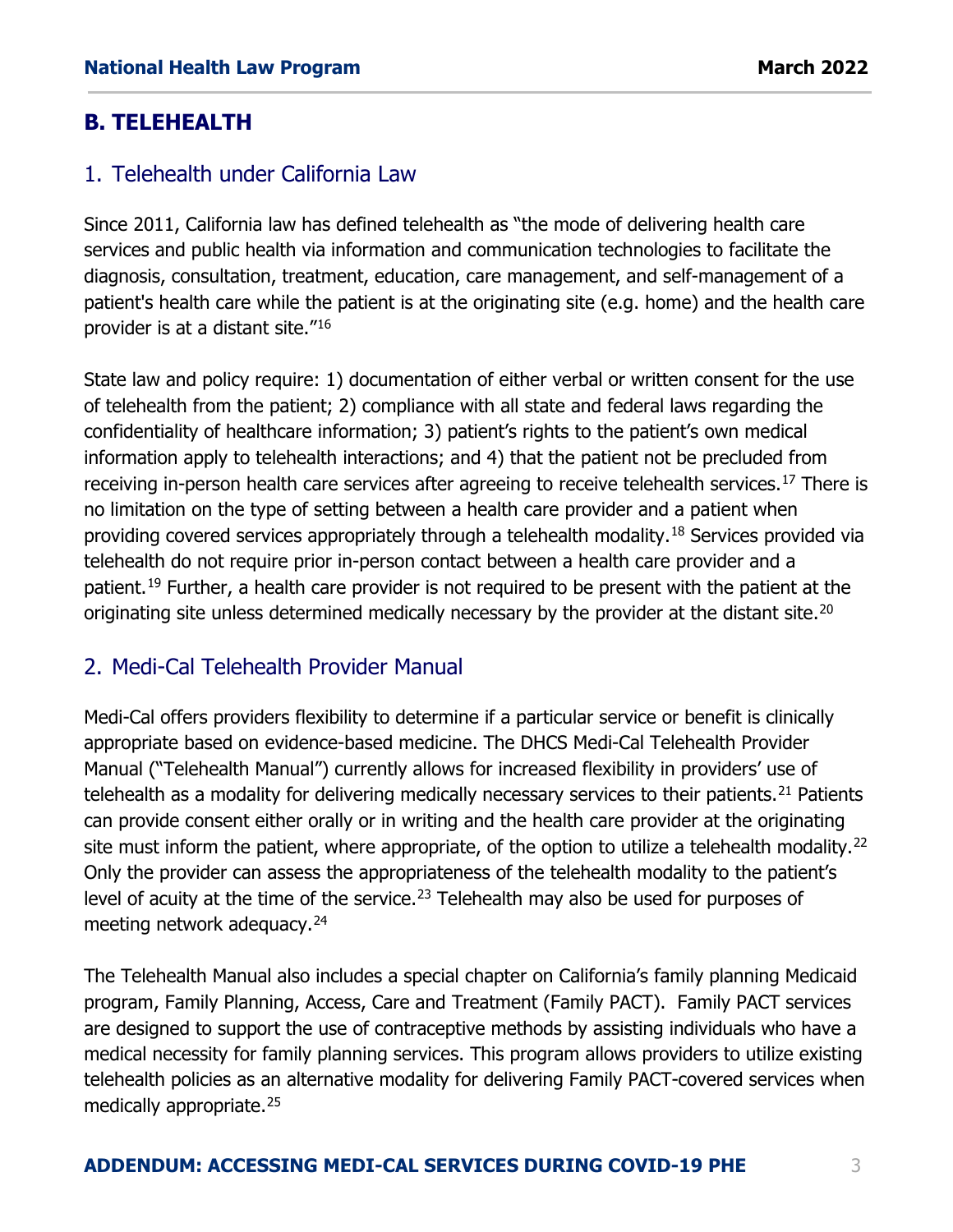## B. TELEHEALTH

### 1. Telehealth under California Law

Since 2011, California law has defined telehealth as "the mode of delivering health care services and public health via information and communication technologies to facilitate the diagnosis, consultation, treatment, education, care management, and self-management of a patient's health care while the patient is at the originating site (e.g. home) and the health care provider is at a distant site."[16]

State law and policy require: 1) documentation of either verbal or written consent for the use of telehealth from the patient; 2) compliance with all state and federal laws regarding the confidentiality of healthcare information; 3) patient's rights to the patient's own medical information apply to telehealth interactions; and 4) that the patient not be precluded from receiving in-person health care services after agreeing to receive telehealth services.[17] There is no limitation on the type of setting between a health care provider and a patient when providing covered services appropriately through a telehealth modality.[18] Services provided via telehealth do not require prior in-person contact between a health care provider and a patient.[19] Further, a health care provider is not required to be present with the patient at the originating site unless determined medically necessary by the provider at the distant site.[20]

### 2. Medi-Cal Telehealth Provider Manual

Medi-Cal offers providers flexibility to determine if a particular service or benefit is clinically appropriate based on evidence-based medicine. The DHCS Medi-Cal Telehealth Provider Manual ("Telehealth Manual") currently allows for increased flexibility in providers' use of telehealth as a modality for delivering medically necessary services to their patients.[21] Patients can provide consent either orally or in writing and the health care provider at the originating site must inform the patient, where appropriate, of the option to utilize a telehealth modality.[22] Only the provider can assess the appropriateness of the telehealth modality to the patient's level of acuity at the time of the service.[23] Telehealth may also be used for purposes of meeting network adequacy.[24]

The Telehealth Manual also includes a special chapter on California's family planning Medicaid program, Family Planning, Access, Care and Treatment (Family PACT). Family PACT services are designed to support the use of contraceptive methods by assisting individuals who have a medical necessity for family planning services. This program allows providers to utilize existing telehealth policies as an alternative modality for delivering Family PACT-covered services when medically appropriate.[25]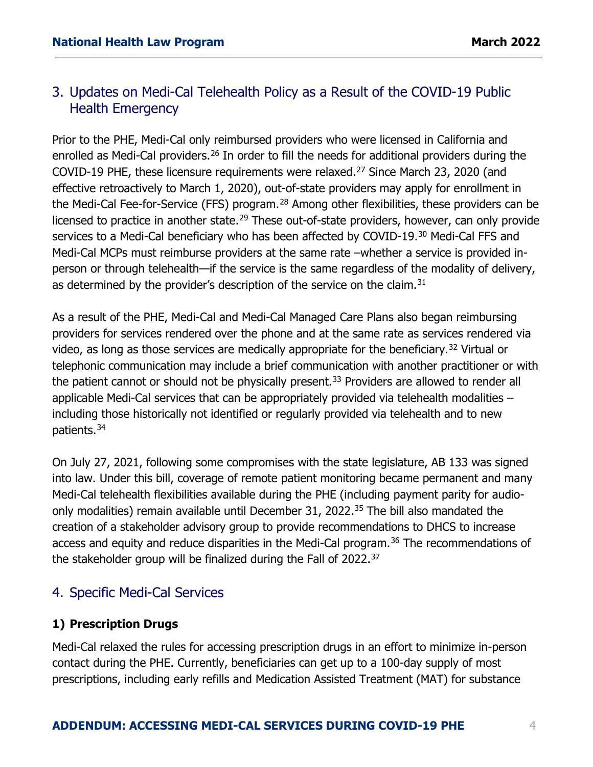## 3. Updates on Medi-Cal Telehealth Policy as a Result of the COVID-19 Public Health Emergency

Prior to the PHE, Medi-Cal only reimbursed providers who were licensed in California and enrolled as Medi-Cal providers.[26] In order to fill the needs for additional providers during the COVID-19 PHE, these licensure requirements were relaxed.[27] Since March 23, 2020 (and effective retroactively to March 1, 2020), out-of-state providers may apply for enrollment in the Medi-Cal Fee-for-Service (FFS) program.[28] Among other flexibilities, these providers can be licensed to practice in another state.[29] These out-of-state providers, however, can only provide services to a Medi-Cal beneficiary who has been affected by COVID-19.[30] Medi-Cal FFS and Medi-Cal MCPs must reimburse providers at the same rate –whether a service is provided in-person or through telehealth—if the service is the same regardless of the modality of delivery, as determined by the provider's description of the service on the claim.[31]

As a result of the PHE, Medi-Cal and Medi-Cal Managed Care Plans also began reimbursing providers for services rendered over the phone and at the same rate as services rendered via video, as long as those services are medically appropriate for the beneficiary.[32] Virtual or telephonic communication may include a brief communication with another practitioner or with the patient cannot or should not be physically present.[33] Providers are allowed to render all applicable Medi-Cal services that can be appropriately provided via telehealth modalities – including those historically not identified or regularly provided via telehealth and to new patients.[34]

On July 27, 2021, following some compromises with the state legislature, AB 133 was signed into law. Under this bill, coverage of remote patient monitoring became permanent and many Medi-Cal telehealth flexibilities available during the PHE (including payment parity for audio-only modalities) remain available until December 31, 2022.[35] The bill also mandated the creation of a stakeholder advisory group to provide recommendations to DHCS to increase access and equity and reduce disparities in the Medi-Cal program.[36] The recommendations of the stakeholder group will be finalized during the Fall of 2022.[37]

## 4. Specific Medi-Cal Services

### 1) Prescription Drugs

Medi-Cal relaxed the rules for accessing prescription drugs in an effort to minimize in-person contact during the PHE. Currently, beneficiaries can get up to a 100-day supply of most prescriptions, including early refills and Medication Assisted Treatment (MAT) for substance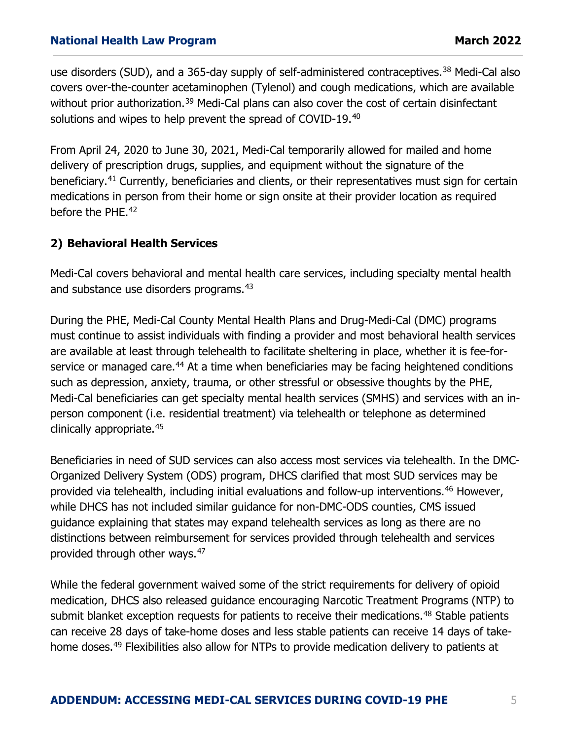use disorders (SUD), and a 365-day supply of self-administered contraceptives.[38] Medi-Cal also covers over-the-counter acetaminophen (Tylenol) and cough medications, which are available without prior authorization.[39] Medi-Cal plans can also cover the cost of certain disinfectant solutions and wipes to help prevent the spread of COVID-19.[40]

From April 24, 2020 to June 30, 2021, Medi-Cal temporarily allowed for mailed and home delivery of prescription drugs, supplies, and equipment without the signature of the beneficiary.[41] Currently, beneficiaries and clients, or their representatives must sign for certain medications in person from their home or sign onsite at their provider location as required before the PHE.[42]

### 2) Behavioral Health Services

Medi-Cal covers behavioral and mental health care services, including specialty mental health and substance use disorders programs.[43]

During the PHE, Medi-Cal County Mental Health Plans and Drug-Medi-Cal (DMC) programs must continue to assist individuals with finding a provider and most behavioral health services are available at least through telehealth to facilitate sheltering in place, whether it is fee-for-service or managed care.[44] At a time when beneficiaries may be facing heightened conditions such as depression, anxiety, trauma, or other stressful or obsessive thoughts by the PHE, Medi-Cal beneficiaries can get specialty mental health services (SMHS) and services with an in-person component (i.e. residential treatment) via telehealth or telephone as determined clinically appropriate.[45]

Beneficiaries in need of SUD services can also access most services via telehealth. In the DMC-Organized Delivery System (ODS) program, DHCS clarified that most SUD services may be provided via telehealth, including initial evaluations and follow-up interventions.[46] However, while DHCS has not included similar guidance for non-DMC-ODS counties, CMS issued guidance explaining that states may expand telehealth services as long as there are no distinctions between reimbursement for services provided through telehealth and services provided through other ways.[47]

While the federal government waived some of the strict requirements for delivery of opioid medication, DHCS also released guidance encouraging Narcotic Treatment Programs (NTP) to submit blanket exception requests for patients to receive their medications.[48] Stable patients can receive 28 days of take-home doses and less stable patients can receive 14 days of take-home doses.[49] Flexibilities also allow for NTPs to provide medication delivery to patients at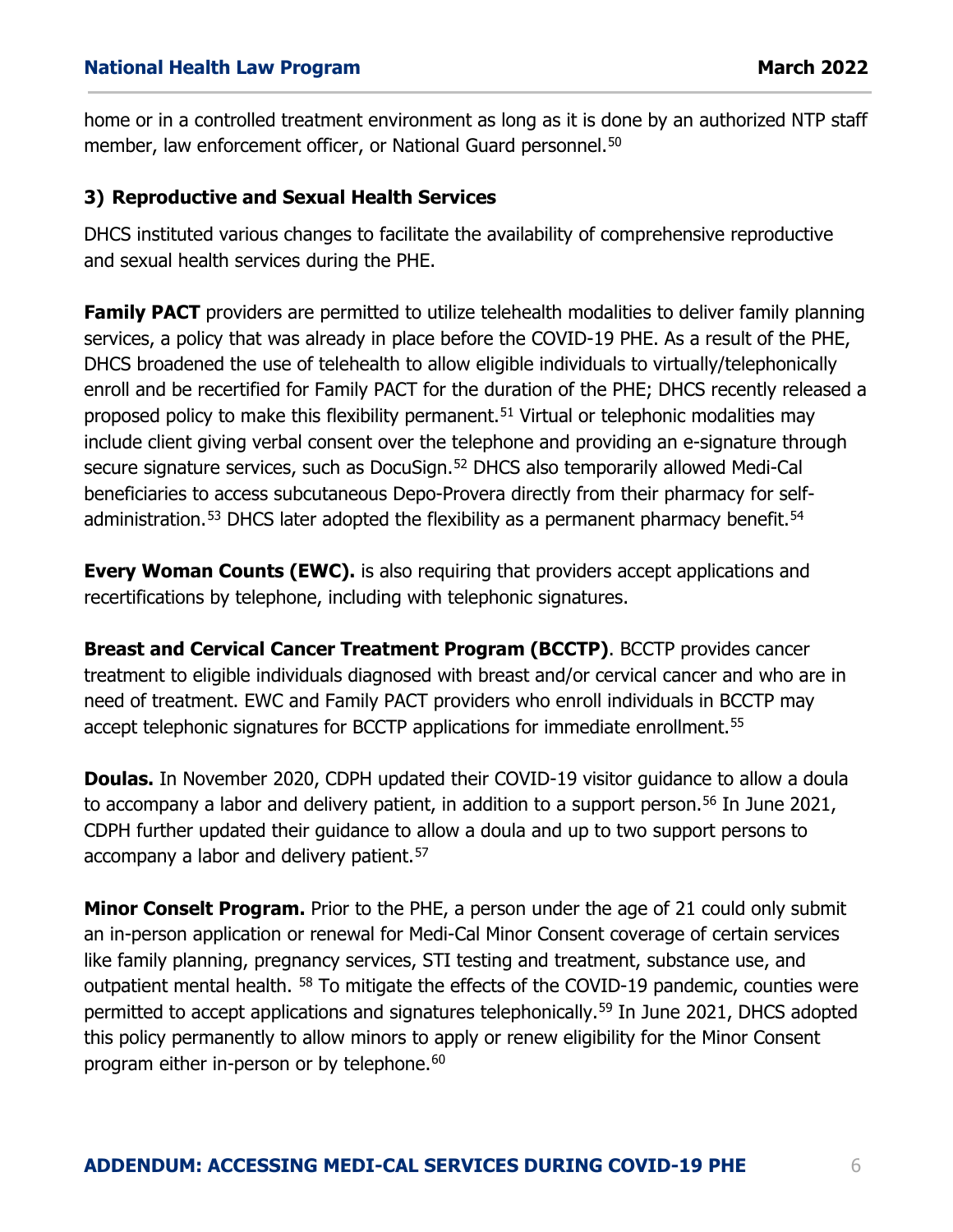home or in a controlled treatment environment as long as it is done by an authorized NTP staff member, law enforcement officer, or National Guard personnel.[50]

### 3) Reproductive and Sexual Health Services

DHCS instituted various changes to facilitate the availability of comprehensive reproductive and sexual health services during the PHE.

**Family PACT** providers are permitted to utilize telehealth modalities to deliver family planning services, a policy that was already in place before the COVID-19 PHE. As a result of the PHE, DHCS broadened the use of telehealth to allow eligible individuals to virtually/telephonically enroll and be recertified for Family PACT for the duration of the PHE; DHCS recently released a proposed policy to make this flexibility permanent.[51] Virtual or telephonic modalities may include client giving verbal consent over the telephone and providing an e-signature through secure signature services, such as DocuSign.[52] DHCS also temporarily allowed Medi-Cal beneficiaries to access subcutaneous Depo-Provera directly from their pharmacy for self-administration.[53] DHCS later adopted the flexibility as a permanent pharmacy benefit.[54]

**Every Woman Counts (EWC).** is also requiring that providers accept applications and recertifications by telephone, including with telephonic signatures.

**Breast and Cervical Cancer Treatment Program (BCCTP)**. BCCTP provides cancer treatment to eligible individuals diagnosed with breast and/or cervical cancer and who are in need of treatment. EWC and Family PACT providers who enroll individuals in BCCTP may accept telephonic signatures for BCCTP applications for immediate enrollment.[55]

**Doulas.** In November 2020, CDPH updated their COVID-19 visitor guidance to allow a doula to accompany a labor and delivery patient, in addition to a support person.[56] In June 2021, CDPH further updated their guidance to allow a doula and up to two support persons to accompany a labor and delivery patient.[57]

**Minor Conselt Program.** Prior to the PHE, a person under the age of 21 could only submit an in-person application or renewal for Medi-Cal Minor Consent coverage of certain services like family planning, pregnancy services, STI testing and treatment, substance use, and outpatient mental health. [58] To mitigate the effects of the COVID-19 pandemic, counties were permitted to accept applications and signatures telephonically.[59] In June 2021, DHCS adopted this policy permanently to allow minors to apply or renew eligibility for the Minor Consent program either in-person or by telephone.[60]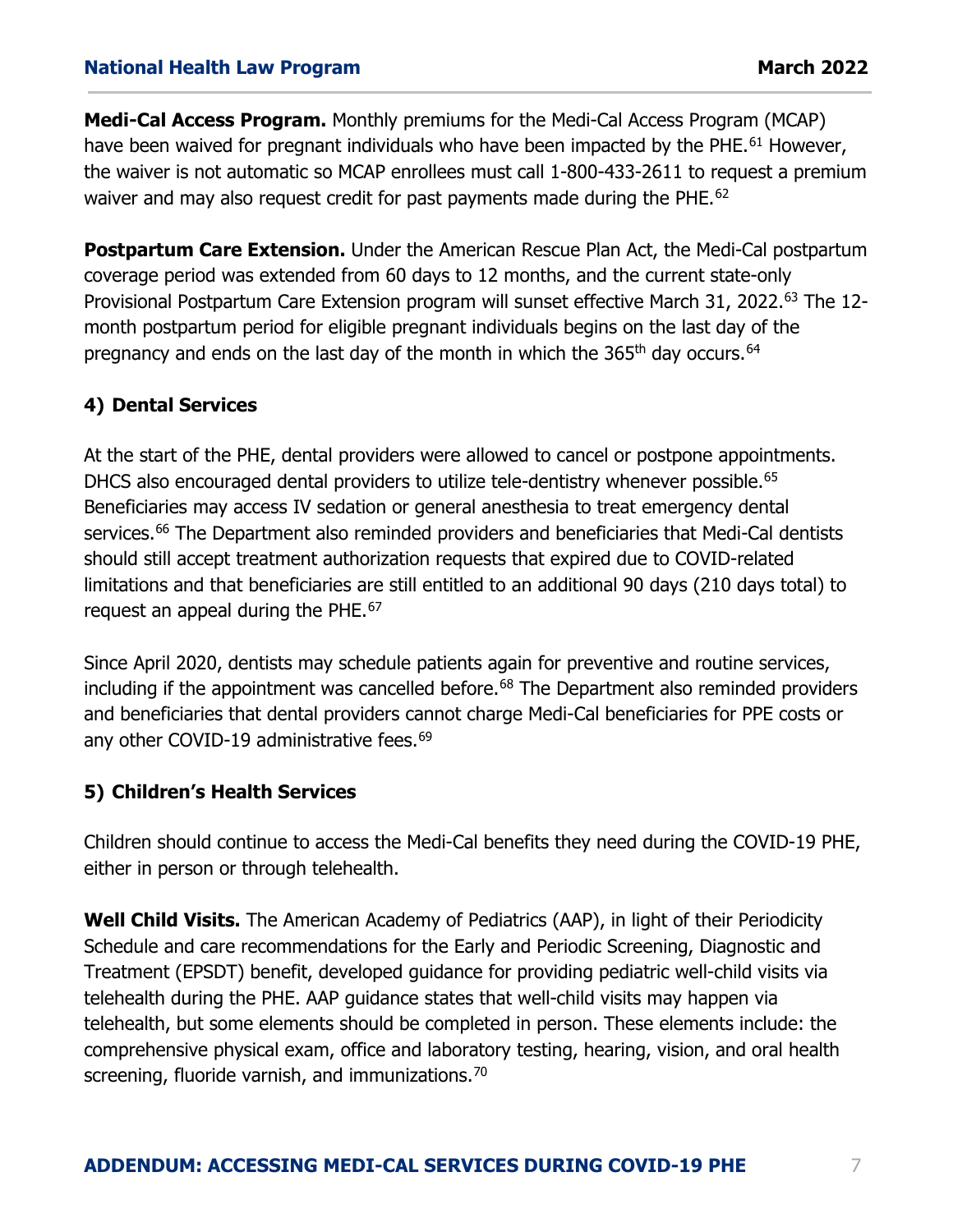**Medi-Cal Access Program.** Monthly premiums for the Medi-Cal Access Program (MCAP) have been waived for pregnant individuals who have been impacted by the PHE.[61] However, the waiver is not automatic so MCAP enrollees must call 1-800-433-2611 to request a premium waiver and may also request credit for past payments made during the PHE.[62]

**Postpartum Care Extension.** Under the American Rescue Plan Act, the Medi-Cal postpartum coverage period was extended from 60 days to 12 months, and the current state-only Provisional Postpartum Care Extension program will sunset effective March 31, 2022.[63] The 12-month postpartum period for eligible pregnant individuals begins on the last day of the pregnancy and ends on the last day of the month in which the 365th day occurs.[64]

## 4) Dental Services

At the start of the PHE, dental providers were allowed to cancel or postpone appointments. DHCS also encouraged dental providers to utilize tele-dentistry whenever possible.[65] Beneficiaries may access IV sedation or general anesthesia to treat emergency dental services.[66] The Department also reminded providers and beneficiaries that Medi-Cal dentists should still accept treatment authorization requests that expired due to COVID-related limitations and that beneficiaries are still entitled to an additional 90 days (210 days total) to request an appeal during the PHE.[67]

Since April 2020, dentists may schedule patients again for preventive and routine services, including if the appointment was cancelled before.[68] The Department also reminded providers and beneficiaries that dental providers cannot charge Medi-Cal beneficiaries for PPE costs or any other COVID-19 administrative fees.[69]

## 5) Children's Health Services

Children should continue to access the Medi-Cal benefits they need during the COVID-19 PHE, either in person or through telehealth.

**Well Child Visits.** The American Academy of Pediatrics (AAP), in light of their Periodicity Schedule and care recommendations for the Early and Periodic Screening, Diagnostic and Treatment (EPSDT) benefit, developed guidance for providing pediatric well-child visits via telehealth during the PHE. AAP guidance states that well-child visits may happen via telehealth, but some elements should be completed in person. These elements include: the comprehensive physical exam, office and laboratory testing, hearing, vision, and oral health screening, fluoride varnish, and immunizations.[70]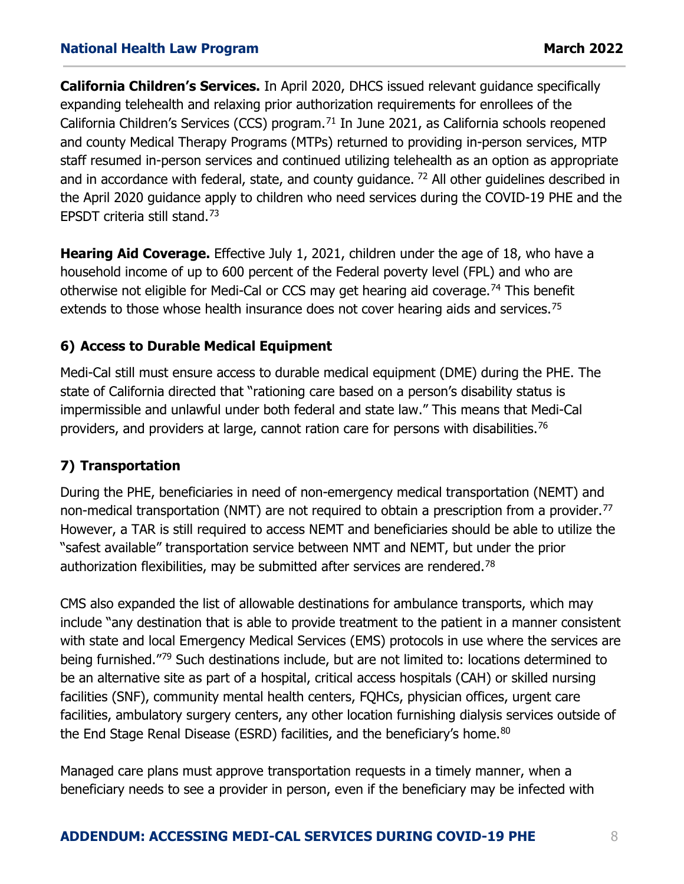**California Children's Services.** In April 2020, DHCS issued relevant guidance specifically expanding telehealth and relaxing prior authorization requirements for enrollees of the California Children's Services (CCS) program.[71] In June 2021, as California schools reopened and county Medical Therapy Programs (MTPs) returned to providing in-person services, MTP staff resumed in-person services and continued utilizing telehealth as an option as appropriate and in accordance with federal, state, and county guidance. [72] All other guidelines described in the April 2020 guidance apply to children who need services during the COVID-19 PHE and the EPSDT criteria still stand.[73]

**Hearing Aid Coverage.** Effective July 1, 2021, children under the age of 18, who have a household income of up to 600 percent of the Federal poverty level (FPL) and who are otherwise not eligible for Medi-Cal or CCS may get hearing aid coverage.[74] This benefit extends to those whose health insurance does not cover hearing aids and services.[75]

### 6) Access to Durable Medical Equipment

Medi-Cal still must ensure access to durable medical equipment (DME) during the PHE. The state of California directed that "rationing care based on a person's disability status is impermissible and unlawful under both federal and state law." This means that Medi-Cal providers, and providers at large, cannot ration care for persons with disabilities.[76]

### 7) Transportation

During the PHE, beneficiaries in need of non-emergency medical transportation (NEMT) and non-medical transportation (NMT) are not required to obtain a prescription from a provider.[77] However, a TAR is still required to access NEMT and beneficiaries should be able to utilize the "safest available" transportation service between NMT and NEMT, but under the prior authorization flexibilities, may be submitted after services are rendered.[78]

CMS also expanded the list of allowable destinations for ambulance transports, which may include "any destination that is able to provide treatment to the patient in a manner consistent with state and local Emergency Medical Services (EMS) protocols in use where the services are being furnished."[79] Such destinations include, but are not limited to: locations determined to be an alternative site as part of a hospital, critical access hospitals (CAH) or skilled nursing facilities (SNF), community mental health centers, FQHCs, physician offices, urgent care facilities, ambulatory surgery centers, any other location furnishing dialysis services outside of the End Stage Renal Disease (ESRD) facilities, and the beneficiary's home.[80]

Managed care plans must approve transportation requests in a timely manner, when a beneficiary needs to see a provider in person, even if the beneficiary may be infected with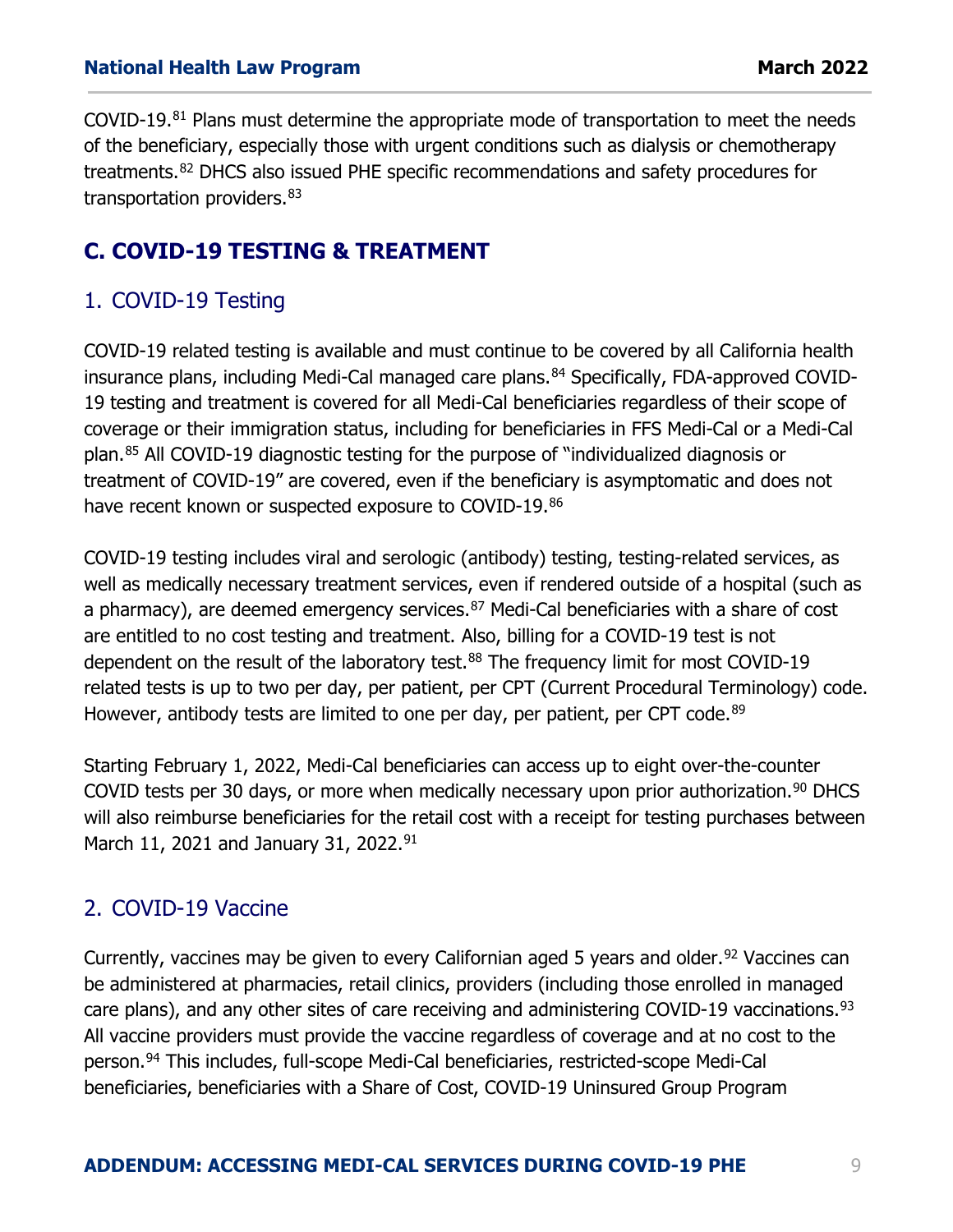COVID-19.[81] Plans must determine the appropriate mode of transportation to meet the needs of the beneficiary, especially those with urgent conditions such as dialysis or chemotherapy treatments.[82] DHCS also issued PHE specific recommendations and safety procedures for transportation providers.[83]

## C. COVID-19 TESTING & TREATMENT

### 1. COVID-19 Testing

COVID-19 related testing is available and must continue to be covered by all California health insurance plans, including Medi-Cal managed care plans.[84] Specifically, FDA-approved COVID-19 testing and treatment is covered for all Medi-Cal beneficiaries regardless of their scope of coverage or their immigration status, including for beneficiaries in FFS Medi-Cal or a Medi-Cal plan.[85] All COVID-19 diagnostic testing for the purpose of "individualized diagnosis or treatment of COVID-19" are covered, even if the beneficiary is asymptomatic and does not have recent known or suspected exposure to COVID-19.[86]

COVID-19 testing includes viral and serologic (antibody) testing, testing-related services, as well as medically necessary treatment services, even if rendered outside of a hospital (such as a pharmacy), are deemed emergency services.[87] Medi-Cal beneficiaries with a share of cost are entitled to no cost testing and treatment. Also, billing for a COVID-19 test is not dependent on the result of the laboratory test.[88] The frequency limit for most COVID-19 related tests is up to two per day, per patient, per CPT (Current Procedural Terminology) code. However, antibody tests are limited to one per day, per patient, per CPT code.[89]

Starting February 1, 2022, Medi-Cal beneficiaries can access up to eight over-the-counter COVID tests per 30 days, or more when medically necessary upon prior authorization.[90] DHCS will also reimburse beneficiaries for the retail cost with a receipt for testing purchases between March 11, 2021 and January 31, 2022.[91]

### 2. COVID-19 Vaccine

Currently, vaccines may be given to every Californian aged 5 years and older.[92] Vaccines can be administered at pharmacies, retail clinics, providers (including those enrolled in managed care plans), and any other sites of care receiving and administering COVID-19 vaccinations.[93] All vaccine providers must provide the vaccine regardless of coverage and at no cost to the person.[94] This includes, full-scope Medi-Cal beneficiaries, restricted-scope Medi-Cal beneficiaries, beneficiaries with a Share of Cost, COVID-19 Uninsured Group Program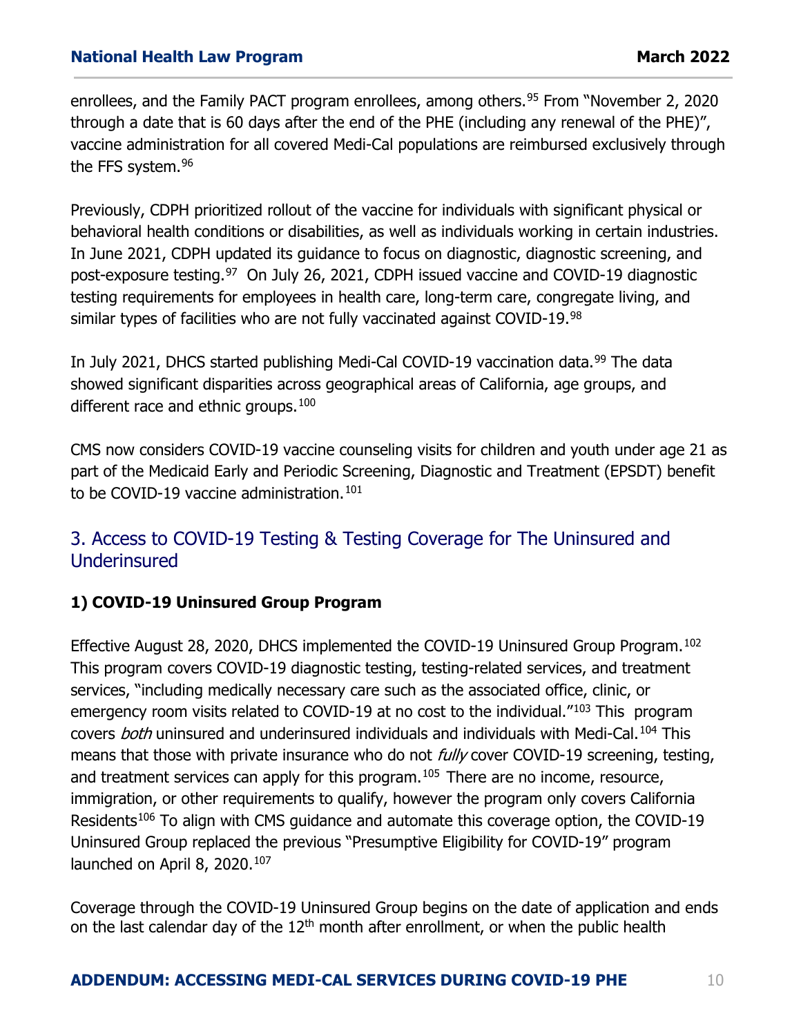enrollees, and the Family PACT program enrollees, among others.[95] From "November 2, 2020 through a date that is 60 days after the end of the PHE (including any renewal of the PHE)", vaccine administration for all covered Medi-Cal populations are reimbursed exclusively through the FFS system.[96]

Previously, CDPH prioritized rollout of the vaccine for individuals with significant physical or behavioral health conditions or disabilities, as well as individuals working in certain industries. In June 2021, CDPH updated its guidance to focus on diagnostic, diagnostic screening, and post-exposure testing.[97] On July 26, 2021, CDPH issued vaccine and COVID-19 diagnostic testing requirements for employees in health care, long-term care, congregate living, and similar types of facilities who are not fully vaccinated against COVID-19.[98]

In July 2021, DHCS started publishing Medi-Cal COVID-19 vaccination data.[99] The data showed significant disparities across geographical areas of California, age groups, and different race and ethnic groups.[100]

CMS now considers COVID-19 vaccine counseling visits for children and youth under age 21 as part of the Medicaid Early and Periodic Screening, Diagnostic and Treatment (EPSDT) benefit to be COVID-19 vaccine administration.[101]

## 3. Access to COVID-19 Testing & Testing Coverage for The Uninsured and Underinsured

### 1) COVID-19 Uninsured Group Program

Effective August 28, 2020, DHCS implemented the COVID-19 Uninsured Group Program.[102] This program covers COVID-19 diagnostic testing, testing-related services, and treatment services, "including medically necessary care such as the associated office, clinic, or emergency room visits related to COVID-19 at no cost to the individual."[103] This program covers *both* uninsured and underinsured individuals and individuals with Medi-Cal.[104] This means that those with private insurance who do not *fully* cover COVID-19 screening, testing, and treatment services can apply for this program.[105] There are no income, resource, immigration, or other requirements to qualify, however the program only covers California Residents[106] To align with CMS guidance and automate this coverage option, the COVID-19 Uninsured Group replaced the previous "Presumptive Eligibility for COVID-19" program launched on April 8, 2020.[107]

Coverage through the COVID-19 Uninsured Group begins on the date of application and ends on the last calendar day of the 12th month after enrollment, or when the public health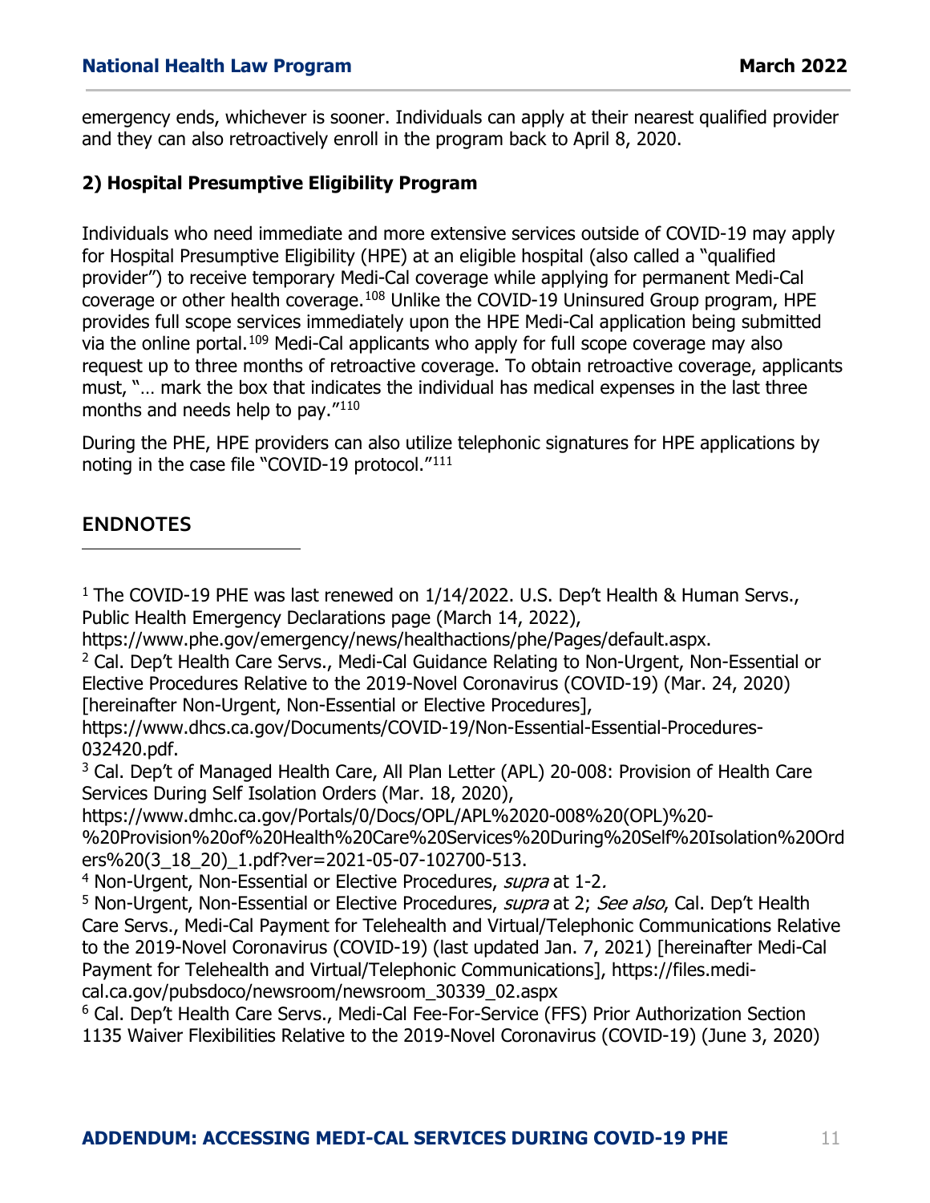emergency ends, whichever is sooner. Individuals can apply at their nearest qualified provider and they can also retroactively enroll in the program back to April 8, 2020.

### 2) Hospital Presumptive Eligibility Program

Individuals who need immediate and more extensive services outside of COVID-19 may apply for Hospital Presumptive Eligibility (HPE) at an eligible hospital (also called a "qualified provider") to receive temporary Medi-Cal coverage while applying for permanent Medi-Cal coverage or other health coverage.[108] Unlike the COVID-19 Uninsured Group program, HPE provides full scope services immediately upon the HPE Medi-Cal application being submitted via the online portal.[109] Medi-Cal applicants who apply for full scope coverage may also request up to three months of retroactive coverage. To obtain retroactive coverage, applicants must, "… mark the box that indicates the individual has medical expenses in the last three months and needs help to pay."[110]

During the PHE, HPE providers can also utilize telephonic signatures for HPE applications by noting in the case file "COVID-19 protocol."[111]

## ENDNOTES

[1] The COVID-19 PHE was last renewed on 1/14/2022. U.S. Dep't Health & Human Servs., Public Health Emergency Declarations page (March 14, 2022), https://www.phe.gov/emergency/news/healthactions/phe/Pages/default.aspx.

[2] Cal. Dep't Health Care Servs., Medi-Cal Guidance Relating to Non-Urgent, Non-Essential or Elective Procedures Relative to the 2019-Novel Coronavirus (COVID-19) (Mar. 24, 2020) [hereinafter Non-Urgent, Non-Essential or Elective Procedures], https://www.dhcs.ca.gov/Documents/COVID-19/Non-Essential-Essential-Procedures-032420.pdf.

[3] Cal. Dep't of Managed Health Care, All Plan Letter (APL) 20-008: Provision of Health Care Services During Self Isolation Orders (Mar. 18, 2020), https://www.dmhc.ca.gov/Portals/0/Docs/OPL/APL%2020-008%20(OPL)%20-%20Provision%20of%20Health%20Care%20Services%20During%20Self%20Isolation%20Orders%20(3_18_20)_1.pdf?ver=2021-05-07-102700-513.

[4] Non-Urgent, Non-Essential or Elective Procedures, *supra* at 1-2.

[5] Non-Urgent, Non-Essential or Elective Procedures, *supra* at 2; *See also*, Cal. Dep't Health Care Servs., Medi-Cal Payment for Telehealth and Virtual/Telephonic Communications Relative to the 2019-Novel Coronavirus (COVID-19) (last updated Jan. 7, 2021) [hereinafter Medi-Cal Payment for Telehealth and Virtual/Telephonic Communications], https://files.medi-cal.ca.gov/pubsdoco/newsroom/newsroom_30339_02.aspx

[6] Cal. Dep't Health Care Servs., Medi-Cal Fee-For-Service (FFS) Prior Authorization Section 1135 Waiver Flexibilities Relative to the 2019-Novel Coronavirus (COVID-19) (June 3, 2020)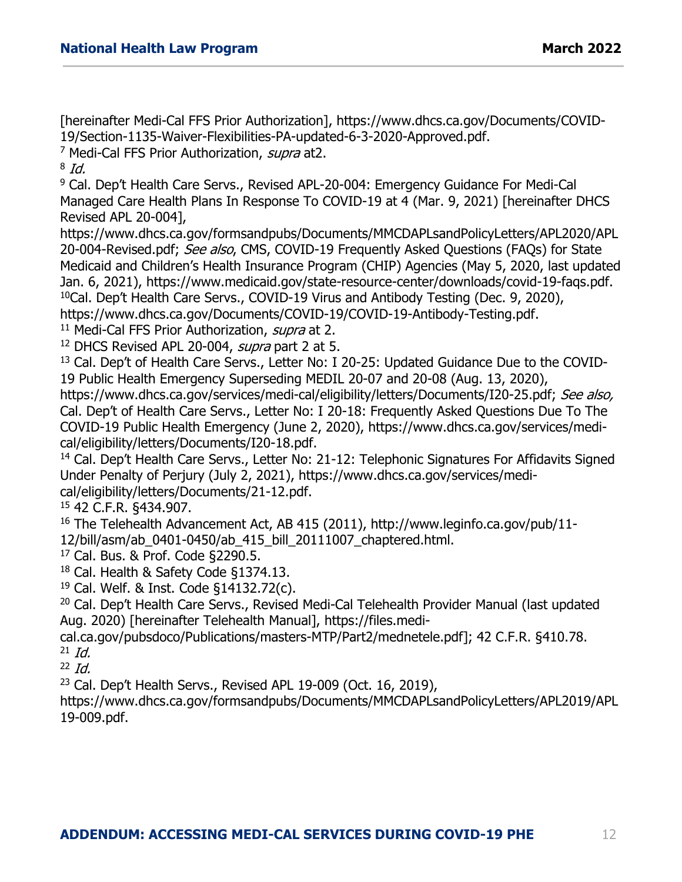[hereinafter Medi-Cal FFS Prior Authorization], https://www.dhcs.ca.gov/Documents/COVID-19/Section-1135-Waiver-Flexibilities-PA-updated-6-3-2020-Approved.pdf.

[7] Medi-Cal FFS Prior Authorization, *supra* at2.

[8] *Id.*

[9] Cal. Dep't Health Care Servs., Revised APL-20-004: Emergency Guidance For Medi-Cal Managed Care Health Plans In Response To COVID-19 at 4 (Mar. 9, 2021) [hereinafter DHCS Revised APL 20-004], https://www.dhcs.ca.gov/formsandpubs/Documents/MMCDAPLsandPolicyLetters/APL2020/APL20-004-Revised.pdf; *See also*, CMS, COVID-19 Frequently Asked Questions (FAQs) for State Medicaid and Children's Health Insurance Program (CHIP) Agencies (May 5, 2020, last updated Jan. 6, 2021), https://www.medicaid.gov/state-resource-center/downloads/covid-19-faqs.pdf.

[10] Cal. Dep't Health Care Servs., COVID-19 Virus and Antibody Testing (Dec. 9, 2020), https://www.dhcs.ca.gov/Documents/COVID-19/COVID-19-Antibody-Testing.pdf.

[11] Medi-Cal FFS Prior Authorization, *supra* at 2.

[12] DHCS Revised APL 20-004, *supra* part 2 at 5.

[13] Cal. Dep't of Health Care Servs., Letter No: I 20-25: Updated Guidance Due to the COVID-19 Public Health Emergency Superseding MEDIL 20-07 and 20-08 (Aug. 13, 2020), https://www.dhcs.ca.gov/services/medi-cal/eligibility/letters/Documents/I20-25.pdf; *See also,* Cal. Dep't of Health Care Servs., Letter No: I 20-18: Frequently Asked Questions Due To The COVID-19 Public Health Emergency (June 2, 2020), https://www.dhcs.ca.gov/services/medi-cal/eligibility/letters/Documents/I20-18.pdf.

[14] Cal. Dep't Health Care Servs., Letter No: 21-12: Telephonic Signatures For Affidavits Signed Under Penalty of Perjury (July 2, 2021), https://www.dhcs.ca.gov/services/medi-cal/eligibility/letters/Documents/21-12.pdf.

[15] 42 C.F.R. §434.907.

[16] The Telehealth Advancement Act, AB 415 (2011), http://www.leginfo.ca.gov/pub/11-12/bill/asm/ab_0401-0450/ab_415_bill_20111007_chaptered.html.

[17] Cal. Bus. & Prof. Code §2290.5.

[18] Cal. Health & Safety Code §1374.13.

[19] Cal. Welf. & Inst. Code §14132.72(c).

[20] Cal. Dep't Health Care Servs., Revised Medi-Cal Telehealth Provider Manual (last updated Aug. 2020) [hereinafter Telehealth Manual], https://files.medi-cal.ca.gov/pubsdoco/Publications/masters-MTP/Part2/mednetele.pdf]; 42 C.F.R. §410.78.

[21] *Id.*

[22] *Id.*

[23] Cal. Dep't Health Servs., Revised APL 19-009 (Oct. 16, 2019), https://www.dhcs.ca.gov/formsandpubs/Documents/MMCDAPLsandPolicyLetters/APL2019/APL19-009.pdf.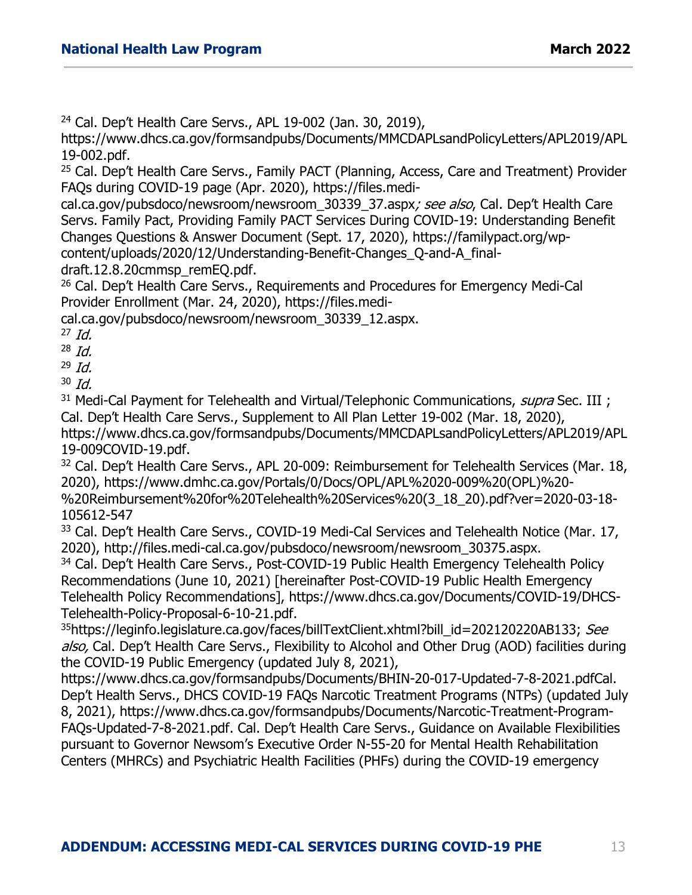[24] Cal. Dep't Health Care Servs., APL 19-002 (Jan. 30, 2019), https://www.dhcs.ca.gov/formsandpubs/Documents/MMCDAPLsandPolicyLetters/APL2019/APL19-002.pdf.

[25] Cal. Dep't Health Care Servs., Family PACT (Planning, Access, Care and Treatment) Provider FAQs during COVID-19 page (Apr. 2020), https://files.medi-cal.ca.gov/pubsdoco/newsroom/newsroom_30339_37.aspx; *see also*, Cal. Dep't Health Care Servs. Family Pact, Providing Family PACT Services During COVID-19: Understanding Benefit Changes Questions & Answer Document (Sept. 17, 2020), https://familypact.org/wp-content/uploads/2020/12/Understanding-Benefit-Changes_Q-and-A_final-draft.12.8.20cmmsp_remEQ.pdf.

[26] Cal. Dep't Health Care Servs., Requirements and Procedures for Emergency Medi-Cal Provider Enrollment (Mar. 24, 2020), https://files.medi-cal.ca.gov/pubsdoco/newsroom/newsroom_30339_12.aspx.

[27] *Id.*

[28] *Id.*

[29] *Id.*

[30] *Id.*

[31] Medi-Cal Payment for Telehealth and Virtual/Telephonic Communications, *supra* Sec. III ; Cal. Dep't Health Care Servs., Supplement to All Plan Letter 19-002 (Mar. 18, 2020), https://www.dhcs.ca.gov/formsandpubs/Documents/MMCDAPLsandPolicyLetters/APL2019/APL19-009COVID-19.pdf.

[32] Cal. Dep't Health Care Servs., APL 20-009: Reimbursement for Telehealth Services (Mar. 18, 2020), https://www.dmhc.ca.gov/Portals/0/Docs/OPL/APL%2020-009%20(OPL)%20-%20Reimbursement%20for%20Telehealth%20Services%20(3_18_20).pdf?ver=2020-03-18-105612-547

[33] Cal. Dep't Health Care Servs., COVID-19 Medi-Cal Services and Telehealth Notice (Mar. 17, 2020), http://files.medi-cal.ca.gov/pubsdoco/newsroom/newsroom_30375.aspx.

[34] Cal. Dep't Health Care Servs., Post-COVID-19 Public Health Emergency Telehealth Policy Recommendations (June 10, 2021) [hereinafter Post-COVID-19 Public Health Emergency Telehealth Policy Recommendations], https://www.dhcs.ca.gov/Documents/COVID-19/DHCS-Telehealth-Policy-Proposal-6-10-21.pdf.

[35] https://leginfo.legislature.ca.gov/faces/billTextClient.xhtml?bill_id=202120220AB133; *See also,* Cal. Dep't Health Care Servs., Flexibility to Alcohol and Other Drug (AOD) facilities during the COVID-19 Public Emergency (updated July 8, 2021), https://www.dhcs.ca.gov/formsandpubs/Documents/BHIN-20-017-Updated-7-8-2021.pdfCal. Dep't Health Servs., DHCS COVID-19 FAQs Narcotic Treatment Programs (NTPs) (updated July 8, 2021), https://www.dhcs.ca.gov/formsandpubs/Documents/Narcotic-Treatment-Program-FAQs-Updated-7-8-2021.pdf. Cal. Dep't Health Care Servs., Guidance on Available Flexibilities pursuant to Governor Newsom's Executive Order N-55-20 for Mental Health Rehabilitation Centers (MHRCs) and Psychiatric Health Facilities (PHFs) during the COVID-19 emergency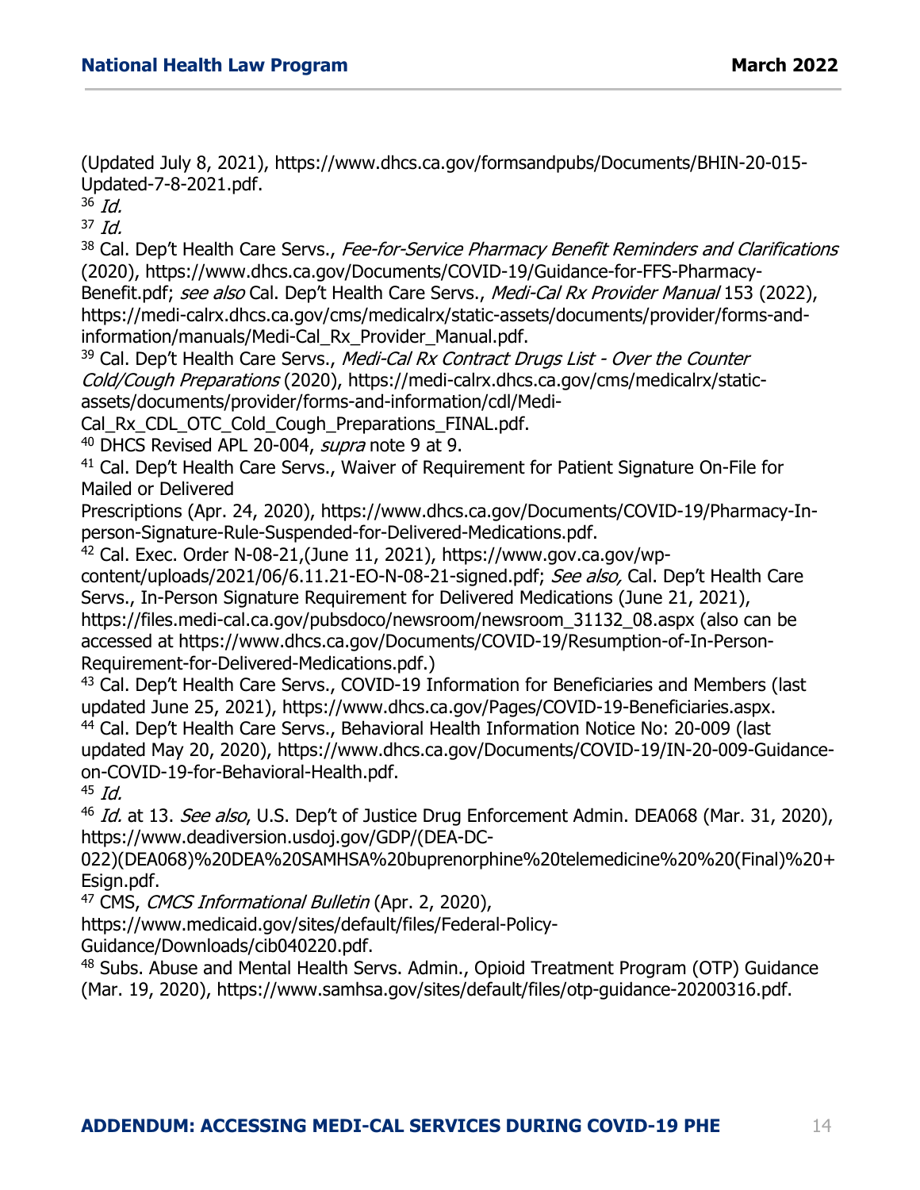(Updated July 8, 2021), https://www.dhcs.ca.gov/formsandpubs/Documents/BHIN-20-015-Updated-7-8-2021.pdf.

[36] *Id.*

[37] *Id.*

[38] Cal. Dep't Health Care Servs., *Fee-for-Service Pharmacy Benefit Reminders and Clarifications* (2020), https://www.dhcs.ca.gov/Documents/COVID-19/Guidance-for-FFS-Pharmacy-Benefit.pdf; *see also* Cal. Dep't Health Care Servs., *Medi-Cal Rx Provider Manual* 153 (2022), https://medi-calrx.dhcs.ca.gov/cms/medicalrx/static-assets/documents/provider/forms-and-information/manuals/Medi-Cal_Rx_Provider_Manual.pdf.

[39] Cal. Dep't Health Care Servs., *Medi-Cal Rx Contract Drugs List - Over the Counter Cold/Cough Preparations* (2020), https://medi-calrx.dhcs.ca.gov/cms/medicalrx/static-assets/documents/provider/forms-and-information/cdl/Medi-Cal_Rx_CDL_OTC_Cold_Cough_Preparations_FINAL.pdf.

[40] DHCS Revised APL 20-004, *supra* note 9 at 9.

[41] Cal. Dep't Health Care Servs., Waiver of Requirement for Patient Signature On-File for Mailed or Delivered Prescriptions (Apr. 24, 2020), https://www.dhcs.ca.gov/Documents/COVID-19/Pharmacy-In-person-Signature-Rule-Suspended-for-Delivered-Medications.pdf.

[42] Cal. Exec. Order N-08-21,(June 11, 2021), https://www.gov.ca.gov/wp-content/uploads/2021/06/6.11.21-EO-N-08-21-signed.pdf; *See also,* Cal. Dep't Health Care Servs., In-Person Signature Requirement for Delivered Medications (June 21, 2021), https://files.medi-cal.ca.gov/pubsdoco/newsroom/newsroom_31132_08.aspx (also can be accessed at https://www.dhcs.ca.gov/Documents/COVID-19/Resumption-of-In-Person-Requirement-for-Delivered-Medications.pdf.)

[43] Cal. Dep't Health Care Servs., COVID-19 Information for Beneficiaries and Members (last updated June 25, 2021), https://www.dhcs.ca.gov/Pages/COVID-19-Beneficiaries.aspx.

[44] Cal. Dep't Health Care Servs., Behavioral Health Information Notice No: 20-009 (last updated May 20, 2020), https://www.dhcs.ca.gov/Documents/COVID-19/IN-20-009-Guidance-on-COVID-19-for-Behavioral-Health.pdf.

[45] *Id.*

[46] *Id.* at 13. *See also*, U.S. Dep't of Justice Drug Enforcement Admin. DEA068 (Mar. 31, 2020), https://www.deadiversion.usdoj.gov/GDP/(DEA-DC-022)(DEA068)%20DEA%20SAMHSA%20buprenorphine%20telemedicine%20%20(Final)%20+Esign.pdf.

[47] CMS, *CMCS Informational Bulletin* (Apr. 2, 2020), https://www.medicaid.gov/sites/default/files/Federal-Policy-Guidance/Downloads/cib040220.pdf.

[48] Subs. Abuse and Mental Health Servs. Admin., Opioid Treatment Program (OTP) Guidance (Mar. 19, 2020), https://www.samhsa.gov/sites/default/files/otp-guidance-20200316.pdf.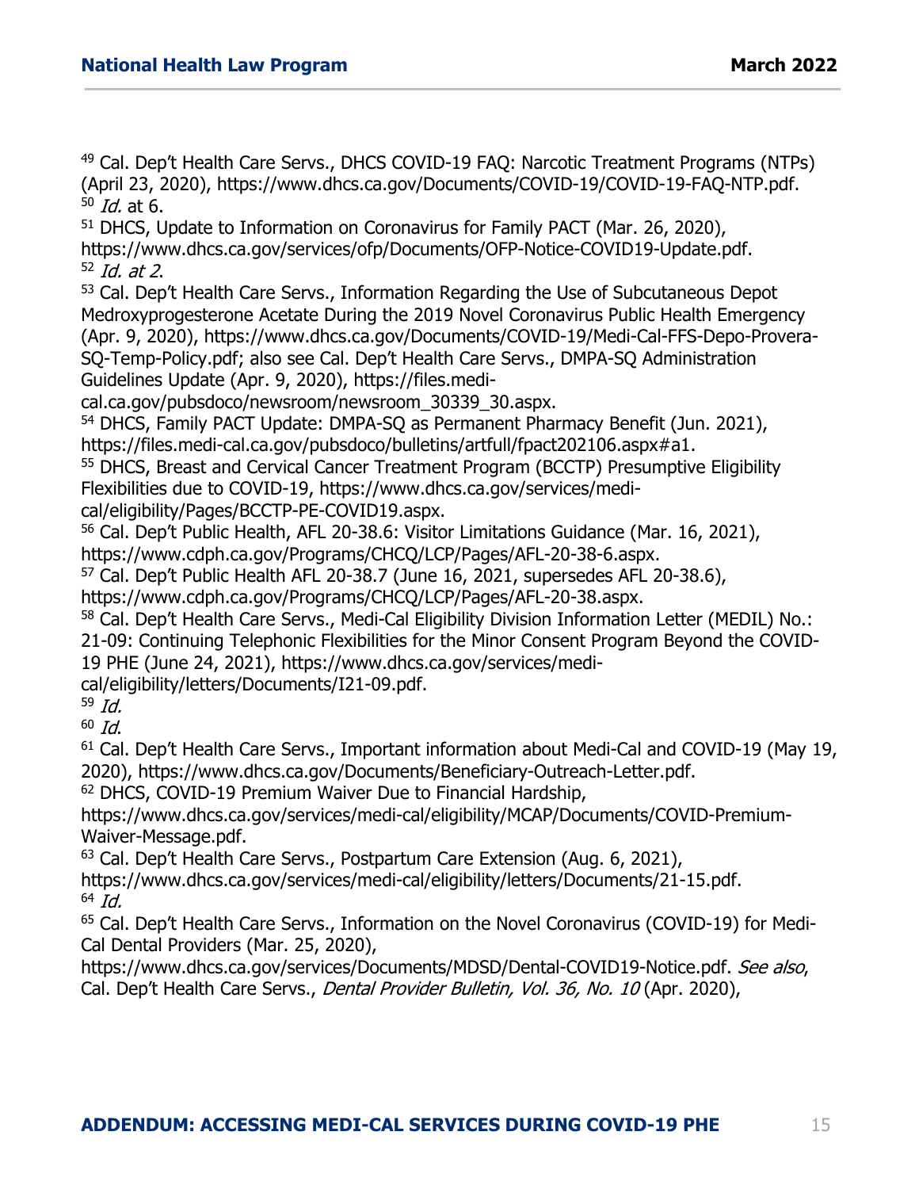[49] Cal. Dep't Health Care Servs., DHCS COVID-19 FAQ: Narcotic Treatment Programs (NTPs) (April 23, 2020), https://www.dhcs.ca.gov/Documents/COVID-19/COVID-19-FAQ-NTP.pdf.
[50] *Id.* at 6.
[51] DHCS, Update to Information on Coronavirus for Family PACT (Mar. 26, 2020), https://www.dhcs.ca.gov/services/ofp/Documents/OFP-Notice-COVID19-Update.pdf.
[52] *Id. at 2*.
[53] Cal. Dep't Health Care Servs., Information Regarding the Use of Subcutaneous Depot Medroxyprogesterone Acetate During the 2019 Novel Coronavirus Public Health Emergency (Apr. 9, 2020), https://www.dhcs.ca.gov/Documents/COVID-19/Medi-Cal-FFS-Depo-Provera-SQ-Temp-Policy.pdf; also see Cal. Dep't Health Care Servs., DMPA-SQ Administration Guidelines Update (Apr. 9, 2020), https://files.medi-cal.ca.gov/pubsdoco/newsroom/newsroom_30339_30.aspx.
[54] DHCS, Family PACT Update: DMPA-SQ as Permanent Pharmacy Benefit (Jun. 2021), https://files.medi-cal.ca.gov/pubsdoco/bulletins/artfull/fpact202106.aspx#a1.
[55] DHCS, Breast and Cervical Cancer Treatment Program (BCCTP) Presumptive Eligibility Flexibilities due to COVID-19, https://www.dhcs.ca.gov/services/medi-cal/eligibility/Pages/BCCTP-PE-COVID19.aspx.
[56] Cal. Dep't Public Health, AFL 20-38.6: Visitor Limitations Guidance (Mar. 16, 2021), https://www.cdph.ca.gov/Programs/CHCQ/LCP/Pages/AFL-20-38-6.aspx.
[57] Cal. Dep't Public Health AFL 20-38.7 (June 16, 2021, supersedes AFL 20-38.6), https://www.cdph.ca.gov/Programs/CHCQ/LCP/Pages/AFL-20-38.aspx.
[58] Cal. Dep't Health Care Servs., Medi-Cal Eligibility Division Information Letter (MEDIL) No.: 21-09: Continuing Telephonic Flexibilities for the Minor Consent Program Beyond the COVID-19 PHE (June 24, 2021), https://www.dhcs.ca.gov/services/medi-cal/eligibility/letters/Documents/I21-09.pdf.
[59] *Id.*
[60] *Id.*
[61] Cal. Dep't Health Care Servs., Important information about Medi-Cal and COVID-19 (May 19, 2020), https://www.dhcs.ca.gov/Documents/Beneficiary-Outreach-Letter.pdf.
[62] DHCS, COVID-19 Premium Waiver Due to Financial Hardship, https://www.dhcs.ca.gov/services/medi-cal/eligibility/MCAP/Documents/COVID-Premium-Waiver-Message.pdf.
[63] Cal. Dep't Health Care Servs., Postpartum Care Extension (Aug. 6, 2021), https://www.dhcs.ca.gov/services/medi-cal/eligibility/letters/Documents/21-15.pdf.
[64] *Id.*
[65] Cal. Dep't Health Care Servs., Information on the Novel Coronavirus (COVID-19) for Medi-Cal Dental Providers (Mar. 25, 2020), https://www.dhcs.ca.gov/services/Documents/MDSD/Dental-COVID19-Notice.pdf. *See also*, Cal. Dep't Health Care Servs., *Dental Provider Bulletin, Vol. 36, No. 10* (Apr. 2020),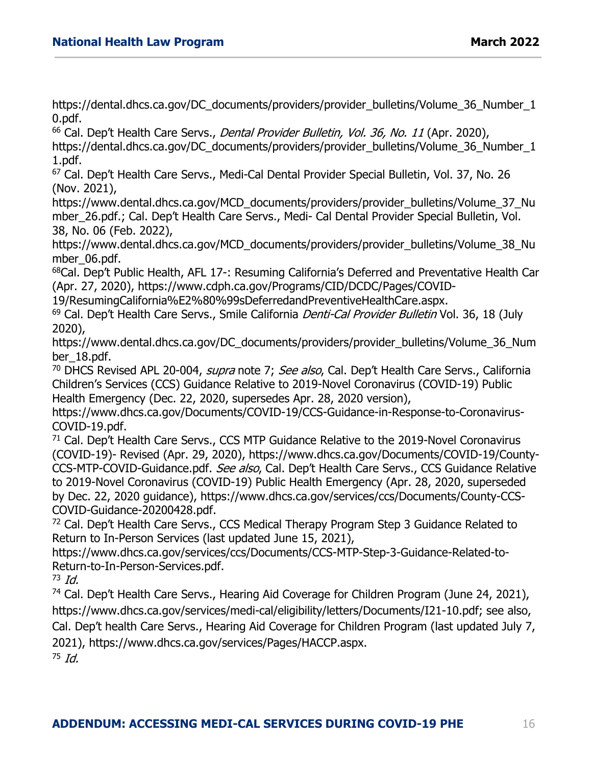https://dental.dhcs.ca.gov/DC_documents/providers/provider_bulletins/Volume_36_Number_10.pdf.

[66] Cal. Dep't Health Care Servs., *Dental Provider Bulletin, Vol. 36, No. 11* (Apr. 2020), https://dental.dhcs.ca.gov/DC_documents/providers/provider_bulletins/Volume_36_Number_11.pdf.

[67] Cal. Dep't Health Care Servs., Medi-Cal Dental Provider Special Bulletin, Vol. 37, No. 26 (Nov. 2021), https://www.dental.dhcs.ca.gov/MCD_documents/providers/provider_bulletins/Volume_37_Number_26.pdf.; Cal. Dep't Health Care Servs., Medi- Cal Dental Provider Special Bulletin, Vol. 38, No. 06 (Feb. 2022), https://www.dental.dhcs.ca.gov/MCD_documents/providers/provider_bulletins/Volume_38_Number_06.pdf.

[68]Cal. Dep't Public Health, AFL 17-: Resuming California's Deferred and Preventative Health Car (Apr. 27, 2020), https://www.cdph.ca.gov/Programs/CID/DCDC/Pages/COVID-19/ResumingCalifornia%E2%80%99sDeferredandPreventiveHealthCare.aspx.

[69] Cal. Dep't Health Care Servs., Smile California *Denti-Cal Provider Bulletin* Vol. 36, 18 (July 2020), https://www.dental.dhcs.ca.gov/DC_documents/providers/provider_bulletins/Volume_36_Number_18.pdf.

[70] DHCS Revised APL 20-004, *supra* note 7; *See also*, Cal. Dep't Health Care Servs., California Children's Services (CCS) Guidance Relative to 2019-Novel Coronavirus (COVID-19) Public Health Emergency (Dec. 22, 2020, supersedes Apr. 28, 2020 version), https://www.dhcs.ca.gov/Documents/COVID-19/CCS-Guidance-in-Response-to-Coronavirus-COVID-19.pdf.

[71] Cal. Dep't Health Care Servs., CCS MTP Guidance Relative to the 2019-Novel Coronavirus (COVID-19)- Revised (Apr. 29, 2020), https://www.dhcs.ca.gov/Documents/COVID-19/County-CCS-MTP-COVID-Guidance.pdf. *See also*, Cal. Dep't Health Care Servs., CCS Guidance Relative to 2019-Novel Coronavirus (COVID-19) Public Health Emergency (Apr. 28, 2020, superseded by Dec. 22, 2020 guidance), https://www.dhcs.ca.gov/services/ccs/Documents/County-CCS-COVID-Guidance-20200428.pdf.

[72] Cal. Dep't Health Care Servs., CCS Medical Therapy Program Step 3 Guidance Related to Return to In-Person Services (last updated June 15, 2021), https://www.dhcs.ca.gov/services/ccs/Documents/CCS-MTP-Step-3-Guidance-Related-to-Return-to-In-Person-Services.pdf.

[73] *Id.*

[74] Cal. Dep't Health Care Servs., Hearing Aid Coverage for Children Program (June 24, 2021), https://www.dhcs.ca.gov/services/medi-cal/eligibility/letters/Documents/I21-10.pdf; see also, Cal. Dep't health Care Servs., Hearing Aid Coverage for Children Program (last updated July 7, 2021), https://www.dhcs.ca.gov/services/Pages/HACCP.aspx.

[75] *Id.*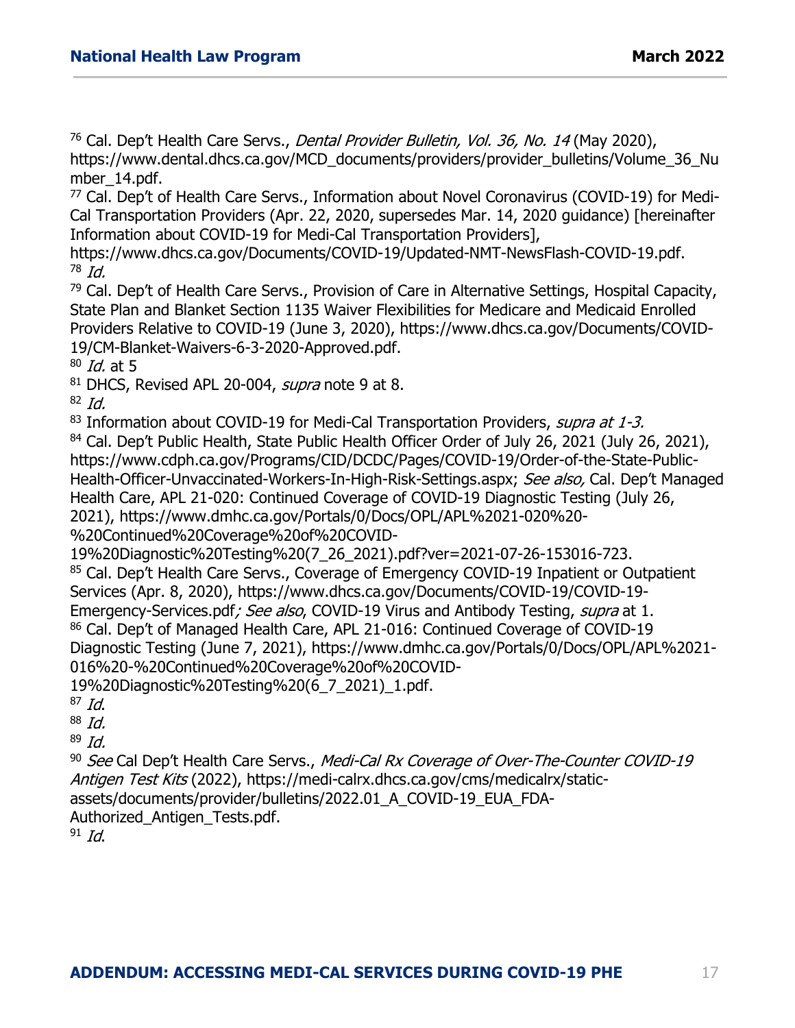[76] Cal. Dep't Health Care Servs., *Dental Provider Bulletin, Vol. 36, No. 14* (May 2020), https://www.dental.dhcs.ca.gov/MCD_documents/providers/provider_bulletins/Volume_36_Number_14.pdf.

[77] Cal. Dep't of Health Care Servs., Information about Novel Coronavirus (COVID-19) for Medi-Cal Transportation Providers (Apr. 22, 2020, supersedes Mar. 14, 2020 guidance) [hereinafter Information about COVID-19 for Medi-Cal Transportation Providers], https://www.dhcs.ca.gov/Documents/COVID-19/Updated-NMT-NewsFlash-COVID-19.pdf.

[78] *Id.*

[79] Cal. Dep't of Health Care Servs., Provision of Care in Alternative Settings, Hospital Capacity, State Plan and Blanket Section 1135 Waiver Flexibilities for Medicare and Medicaid Enrolled Providers Relative to COVID-19 (June 3, 2020), https://www.dhcs.ca.gov/Documents/COVID-19/CM-Blanket-Waivers-6-3-2020-Approved.pdf.

[80] *Id.* at 5

[81] DHCS, Revised APL 20-004, *supra* note 9 at 8.

[82] *Id.*

[83] Information about COVID-19 for Medi-Cal Transportation Providers, *supra at 1-3.*

[84] Cal. Dep't Public Health, State Public Health Officer Order of July 26, 2021 (July 26, 2021), https://www.cdph.ca.gov/Programs/CID/DCDC/Pages/COVID-19/Order-of-the-State-Public-Health-Officer-Unvaccinated-Workers-In-High-Risk-Settings.aspx; *See also,* Cal. Dep't Managed Health Care, APL 21-020: Continued Coverage of COVID-19 Diagnostic Testing (July 26, 2021), https://www.dmhc.ca.gov/Portals/0/Docs/OPL/APL%2021-020%20-%20Continued%20Coverage%20of%20COVID-19%20Diagnostic%20Testing%20(7_26_2021).pdf?ver=2021-07-26-153016-723.

[85] Cal. Dep't Health Care Servs., Coverage of Emergency COVID-19 Inpatient or Outpatient Services (Apr. 8, 2020), https://www.dhcs.ca.gov/Documents/COVID-19/COVID-19-Emergency-Services.pdf*; See also*, COVID-19 Virus and Antibody Testing, *supra* at 1.

[86] Cal. Dep't of Managed Health Care, APL 21-016: Continued Coverage of COVID-19 Diagnostic Testing (June 7, 2021), https://www.dmhc.ca.gov/Portals/0/Docs/OPL/APL%2021-016%20-%20Continued%20Coverage%20of%20COVID-19%20Diagnostic%20Testing%20(6_7_2021)_1.pdf.

[87] *Id.*

[88] *Id.*

[89] *Id.*

[90] *See* Cal Dep't Health Care Servs., *Medi-Cal Rx Coverage of Over-The-Counter COVID-19 Antigen Test Kits* (2022), https://medi-calrx.dhcs.ca.gov/cms/medicalrx/static-assets/documents/provider/bulletins/2022.01_A_COVID-19_EUA_FDA-Authorized_Antigen_Tests.pdf.

[91] *Id.*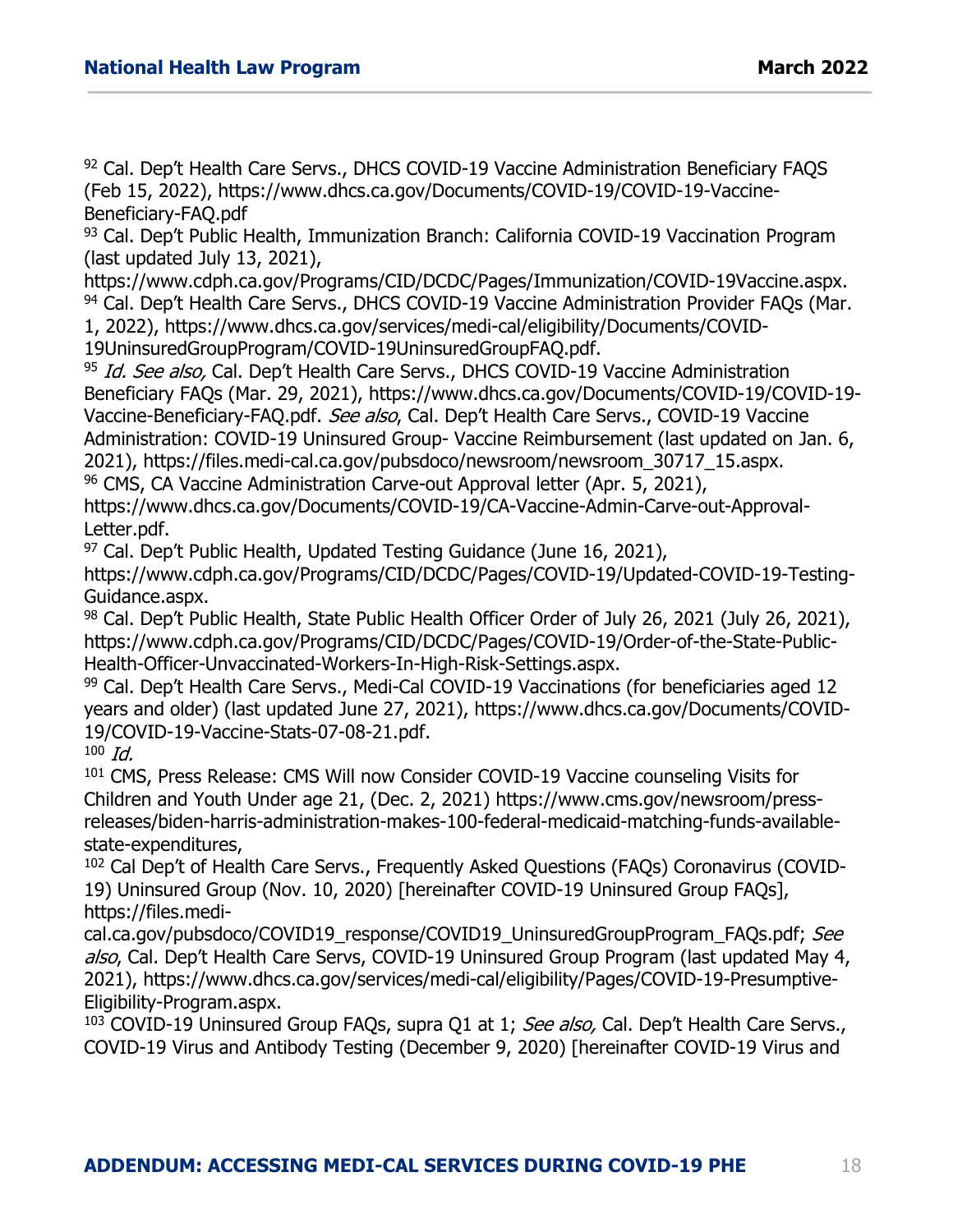[92] Cal. Dep't Health Care Servs., DHCS COVID-19 Vaccine Administration Beneficiary FAQS (Feb 15, 2022), https://www.dhcs.ca.gov/Documents/COVID-19/COVID-19-Vaccine-Beneficiary-FAQ.pdf

[93] Cal. Dep't Public Health, Immunization Branch: California COVID-19 Vaccination Program (last updated July 13, 2021), https://www.cdph.ca.gov/Programs/CID/DCDC/Pages/Immunization/COVID-19Vaccine.aspx.

[94] Cal. Dep't Health Care Servs., DHCS COVID-19 Vaccine Administration Provider FAQs (Mar. 1, 2022), https://www.dhcs.ca.gov/services/medi-cal/eligibility/Documents/COVID-19UninsuredGroupProgram/COVID-19UninsuredGroupFAQ.pdf.

[95] *Id. See also,* Cal. Dep't Health Care Servs., DHCS COVID-19 Vaccine Administration Beneficiary FAQs (Mar. 29, 2021), https://www.dhcs.ca.gov/Documents/COVID-19/COVID-19-Vaccine-Beneficiary-FAQ.pdf. *See also*, Cal. Dep't Health Care Servs., COVID-19 Vaccine Administration: COVID-19 Uninsured Group- Vaccine Reimbursement (last updated on Jan. 6, 2021), https://files.medi-cal.ca.gov/pubsdoco/newsroom/newsroom_30717_15.aspx.

[96] CMS, CA Vaccine Administration Carve-out Approval letter (Apr. 5, 2021), https://www.dhcs.ca.gov/Documents/COVID-19/CA-Vaccine-Admin-Carve-out-Approval-Letter.pdf.

[97] Cal. Dep't Public Health, Updated Testing Guidance (June 16, 2021), https://www.cdph.ca.gov/Programs/CID/DCDC/Pages/COVID-19/Updated-COVID-19-Testing-Guidance.aspx.

[98] Cal. Dep't Public Health, State Public Health Officer Order of July 26, 2021 (July 26, 2021), https://www.cdph.ca.gov/Programs/CID/DCDC/Pages/COVID-19/Order-of-the-State-Public-Health-Officer-Unvaccinated-Workers-In-High-Risk-Settings.aspx.

[99] Cal. Dep't Health Care Servs., Medi-Cal COVID-19 Vaccinations (for beneficiaries aged 12 years and older) (last updated June 27, 2021), https://www.dhcs.ca.gov/Documents/COVID-19/COVID-19-Vaccine-Stats-07-08-21.pdf.

[100] *Id.*

[101] CMS, Press Release: CMS Will now Consider COVID-19 Vaccine counseling Visits for Children and Youth Under age 21, (Dec. 2, 2021) https://www.cms.gov/newsroom/press-releases/biden-harris-administration-makes-100-federal-medicaid-matching-funds-available-state-expenditures,

[102] Cal Dep't of Health Care Servs., Frequently Asked Questions (FAQs) Coronavirus (COVID-19) Uninsured Group (Nov. 10, 2020) [hereinafter COVID-19 Uninsured Group FAQs], https://files.medi-cal.ca.gov/pubsdoco/COVID19_response/COVID19_UninsuredGroupProgram_FAQs.pdf; *See also*, Cal. Dep't Health Care Servs, COVID-19 Uninsured Group Program (last updated May 4, 2021), https://www.dhcs.ca.gov/services/medi-cal/eligibility/Pages/COVID-19-Presumptive-Eligibility-Program.aspx.

[103] COVID-19 Uninsured Group FAQs, supra Q1 at 1; *See also,* Cal. Dep't Health Care Servs., COVID-19 Virus and Antibody Testing (December 9, 2020) [hereinafter COVID-19 Virus and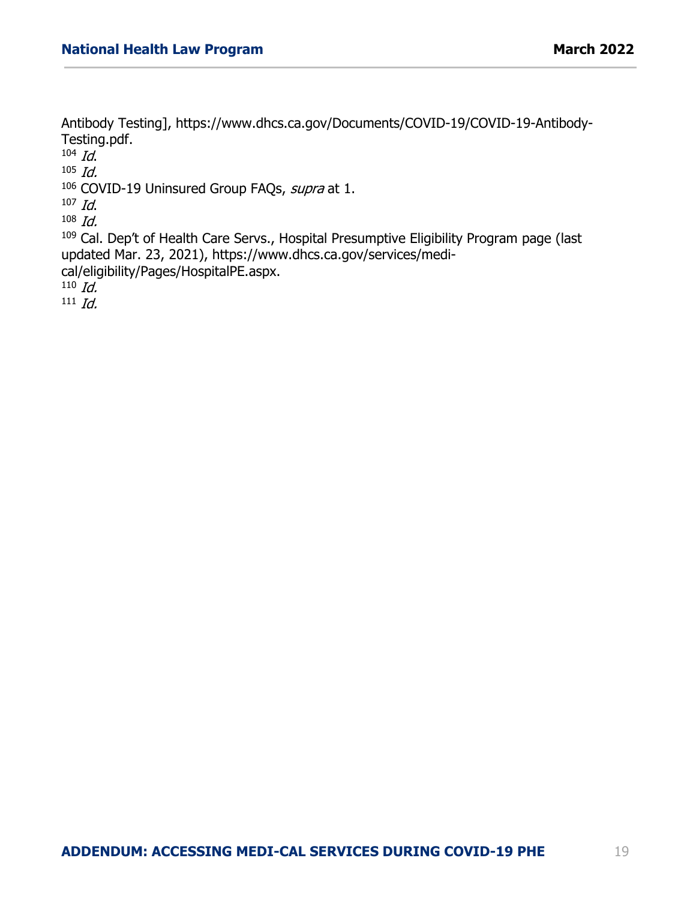Antibody Testing], https://www.dhcs.ca.gov/Documents/COVID-19/COVID-19-Antibody-Testing.pdf.

[104] *Id.*

[105] *Id.*

[106] COVID-19 Uninsured Group FAQs, *supra* at 1.

[107] *Id.*

[108] *Id.*

[109] Cal. Dep't of Health Care Servs., Hospital Presumptive Eligibility Program page (last updated Mar. 23, 2021), https://www.dhcs.ca.gov/services/medi-cal/eligibility/Pages/HospitalPE.aspx.

[110] *Id.*

[111] *Id.*